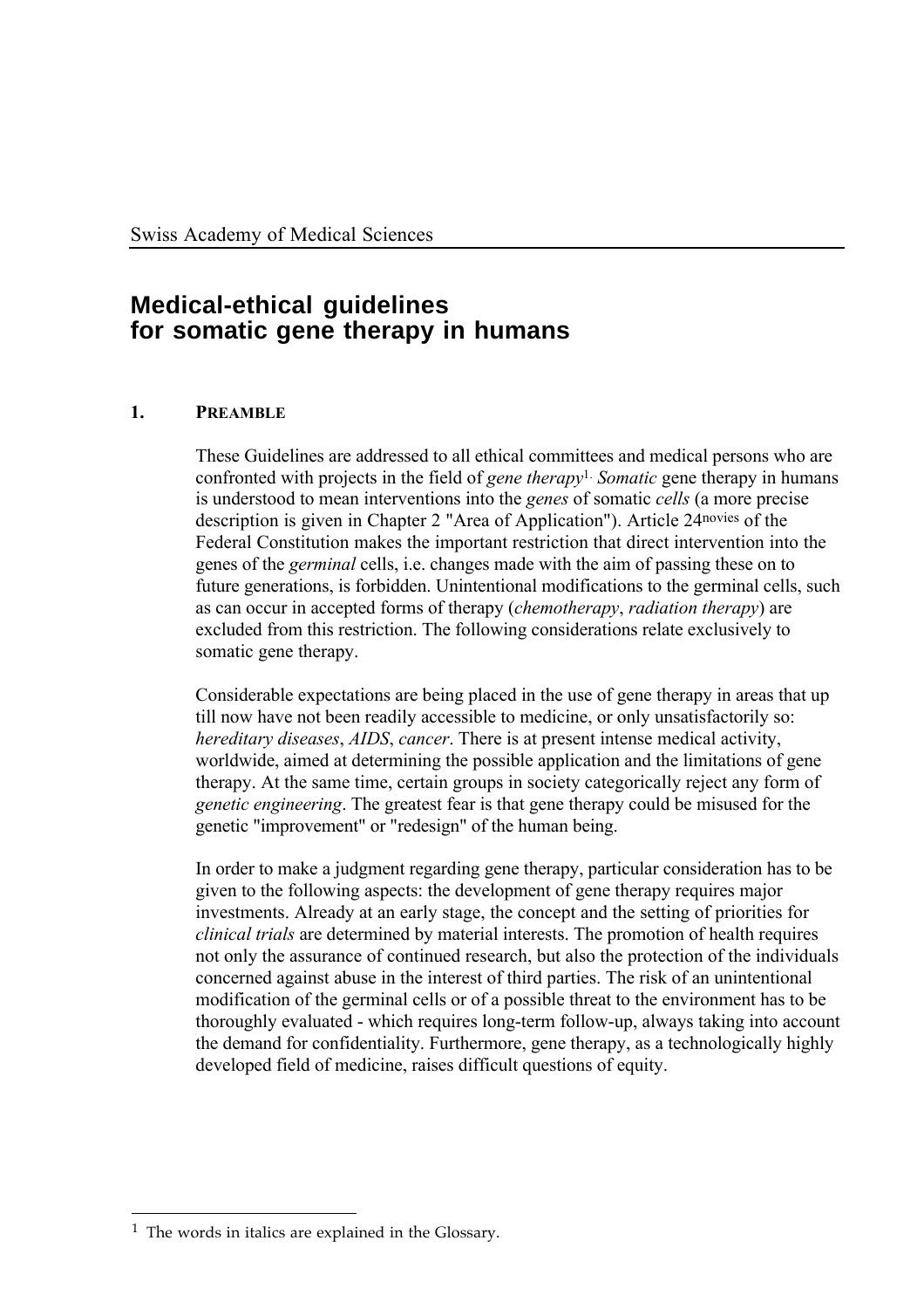Swiss Academy of Medical Sciences

# Medical-ethical guidelines for somatic gene therapy in humans

## 1. PREAMBLE

These Guidelines are addressed to all ethical committees and medical persons who are confronted with projects in the field of *gene therapy*[1]. *Somatic* gene therapy in humans is understood to mean interventions into the *genes* of somatic *cells* (a more precise description is given in Chapter 2 "Area of Application"). Article 24[novies] of the Federal Constitution makes the important restriction that direct intervention into the genes of the *germinal* cells, i.e. changes made with the aim of passing these on to future generations, is forbidden. Unintentional modifications to the germinal cells, such as can occur in accepted forms of therapy (*chemotherapy*, *radiation therapy*) are excluded from this restriction. The following considerations relate exclusively to somatic gene therapy.

Considerable expectations are being placed in the use of gene therapy in areas that up till now have not been readily accessible to medicine, or only unsatisfactorily so: *hereditary diseases*, *AIDS*, *cancer*. There is at present intense medical activity, worldwide, aimed at determining the possible application and the limitations of gene therapy. At the same time, certain groups in society categorically reject any form of *genetic engineering*. The greatest fear is that gene therapy could be misused for the genetic "improvement" or "redesign" of the human being.

In order to make a judgment regarding gene therapy, particular consideration has to be given to the following aspects: the development of gene therapy requires major investments. Already at an early stage, the concept and the setting of priorities for *clinical trials* are determined by material interests. The promotion of health requires not only the assurance of continued research, but also the protection of the individuals concerned against abuse in the interest of third parties. The risk of an unintentional modification of the germinal cells or of a possible threat to the environment has to be thoroughly evaluated - which requires long-term follow-up, always taking into account the demand for confidentiality. Furthermore, gene therapy, as a technologically highly developed field of medicine, raises difficult questions of equity.

---

[1] The words in italics are explained in the Glossary.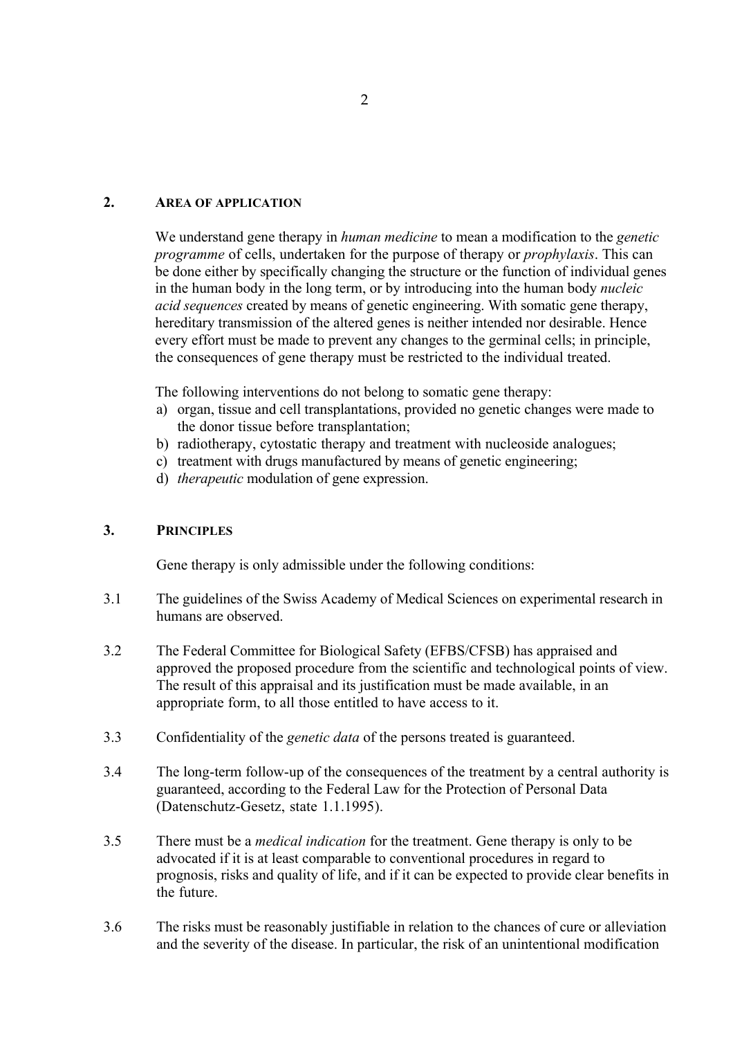## 2. AREA OF APPLICATION

We understand gene therapy in *human medicine* to mean a modification to the *genetic programme* of cells, undertaken for the purpose of therapy or *prophylaxis*. This can be done either by specifically changing the structure or the function of individual genes in the human body in the long term, or by introducing into the human body *nucleic acid sequences* created by means of genetic engineering. With somatic gene therapy, hereditary transmission of the altered genes is neither intended nor desirable. Hence every effort must be made to prevent any changes to the germinal cells; in principle, the consequences of gene therapy must be restricted to the individual treated.

The following interventions do not belong to somatic gene therapy:

a) organ, tissue and cell transplantations, provided no genetic changes were made to the donor tissue before transplantation;
b) radiotherapy, cytostatic therapy and treatment with nucleoside analogues;
c) treatment with drugs manufactured by means of genetic engineering;
d) *therapeutic* modulation of gene expression.

## 3. PRINCIPLES

Gene therapy is only admissible under the following conditions:

3.1 The guidelines of the Swiss Academy of Medical Sciences on experimental research in humans are observed.

3.2 The Federal Committee for Biological Safety (EFBS/CFSB) has appraised and approved the proposed procedure from the scientific and technological points of view. The result of this appraisal and its justification must be made available, in an appropriate form, to all those entitled to have access to it.

3.3 Confidentiality of the *genetic data* of the persons treated is guaranteed.

3.4 The long-term follow-up of the consequences of the treatment by a central authority is guaranteed, according to the Federal Law for the Protection of Personal Data (Datenschutz-Gesetz, state 1.1.1995).

3.5 There must be a *medical indication* for the treatment. Gene therapy is only to be advocated if it is at least comparable to conventional procedures in regard to prognosis, risks and quality of life, and if it can be expected to provide clear benefits in the future.

3.6 The risks must be reasonably justifiable in relation to the chances of cure or alleviation and the severity of the disease. In particular, the risk of an unintentional modification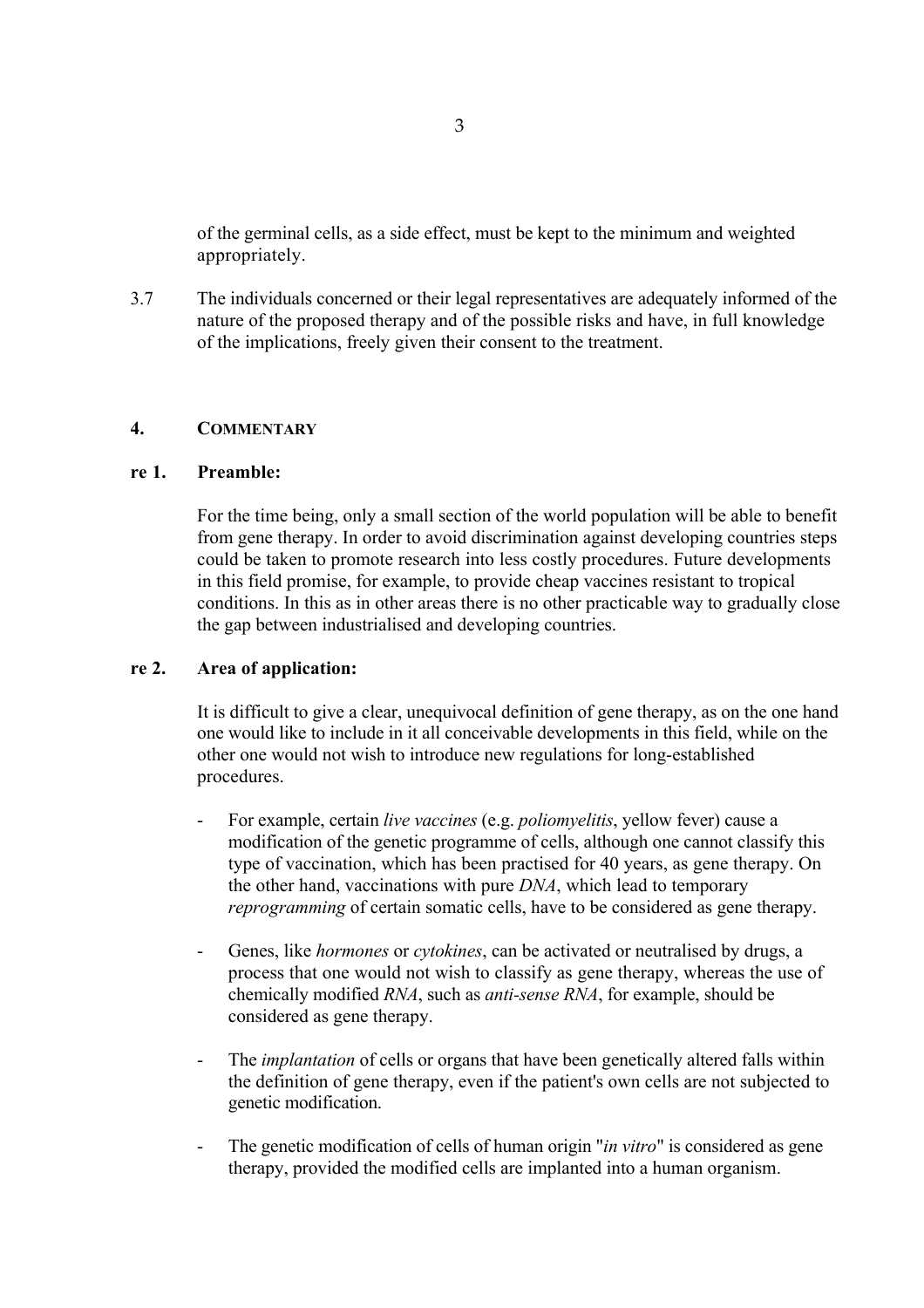of the germinal cells, as a side effect, must be kept to the minimum and weighted appropriately.

3.7 The individuals concerned or their legal representatives are adequately informed of the nature of the proposed therapy and of the possible risks and have, in full knowledge of the implications, freely given their consent to the treatment.

## 4. COMMENTARY

### re 1. Preamble:

For the time being, only a small section of the world population will be able to benefit from gene therapy. In order to avoid discrimination against developing countries steps could be taken to promote research into less costly procedures. Future developments in this field promise, for example, to provide cheap vaccines resistant to tropical conditions. In this as in other areas there is no other practicable way to gradually close the gap between industrialised and developing countries.

### re 2. Area of application:

It is difficult to give a clear, unequivocal definition of gene therapy, as on the one hand one would like to include in it all conceivable developments in this field, while on the other one would not wish to introduce new regulations for long-established procedures.

- For example, certain *live vaccines* (e.g. *poliomyelitis*, yellow fever) cause a modification of the genetic programme of cells, although one cannot classify this type of vaccination, which has been practised for 40 years, as gene therapy. On the other hand, vaccinations with pure *DNA*, which lead to temporary *reprogramming* of certain somatic cells, have to be considered as gene therapy.

- Genes, like *hormones* or *cytokines*, can be activated or neutralised by drugs, a process that one would not wish to classify as gene therapy, whereas the use of chemically modified *RNA*, such as *anti-sense RNA*, for example, should be considered as gene therapy.

- The *implantation* of cells or organs that have been genetically altered falls within the definition of gene therapy, even if the patient's own cells are not subjected to genetic modification.

- The genetic modification of cells of human origin "*in vitro*" is considered as gene therapy, provided the modified cells are implanted into a human organism.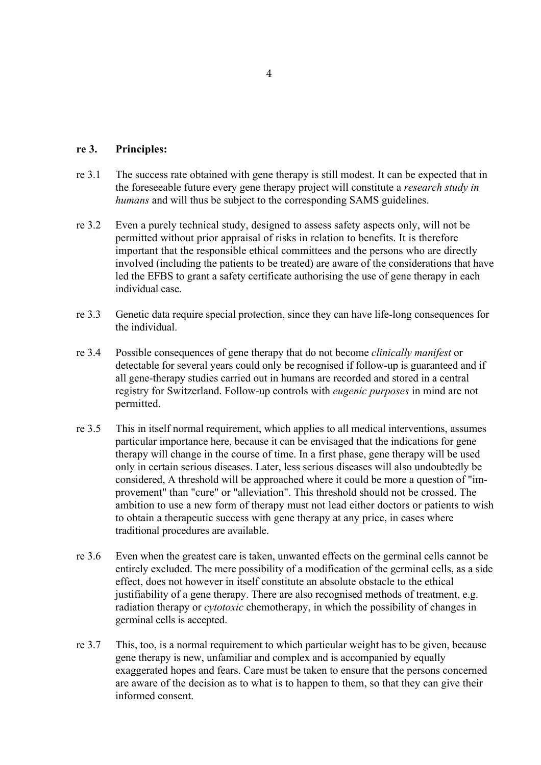## re 3. Principles:

re 3.1 The success rate obtained with gene therapy is still modest. It can be expected that in the foreseeable future every gene therapy project will constitute a *research study in humans* and will thus be subject to the corresponding SAMS guidelines.

re 3.2 Even a purely technical study, designed to assess safety aspects only, will not be permitted without prior appraisal of risks in relation to benefits. It is therefore important that the responsible ethical committees and the persons who are directly involved (including the patients to be treated) are aware of the considerations that have led the EFBS to grant a safety certificate authorising the use of gene therapy in each individual case.

re 3.3 Genetic data require special protection, since they can have life-long consequences for the individual.

re 3.4 Possible consequences of gene therapy that do not become *clinically manifest* or detectable for several years could only be recognised if follow-up is guaranteed and if all gene-therapy studies carried out in humans are recorded and stored in a central registry for Switzerland. Follow-up controls with *eugenic purposes* in mind are not permitted.

re 3.5 This in itself normal requirement, which applies to all medical interventions, assumes particular importance here, because it can be envisaged that the indications for gene therapy will change in the course of time. In a first phase, gene therapy will be used only in certain serious diseases. Later, less serious diseases will also undoubtedly be considered, A threshold will be approached where it could be more a question of "improvement" than "cure" or "alleviation". This threshold should not be crossed. The ambition to use a new form of therapy must not lead either doctors or patients to wish to obtain a therapeutic success with gene therapy at any price, in cases where traditional procedures are available.

re 3.6 Even when the greatest care is taken, unwanted effects on the germinal cells cannot be entirely excluded. The mere possibility of a modification of the germinal cells, as a side effect, does not however in itself constitute an absolute obstacle to the ethical justifiability of a gene therapy. There are also recognised methods of treatment, e.g. radiation therapy or *cytotoxic* chemotherapy, in which the possibility of changes in germinal cells is accepted.

re 3.7 This, too, is a normal requirement to which particular weight has to be given, because gene therapy is new, unfamiliar and complex and is accompanied by equally exaggerated hopes and fears. Care must be taken to ensure that the persons concerned are aware of the decision as to what is to happen to them, so that they can give their informed consent.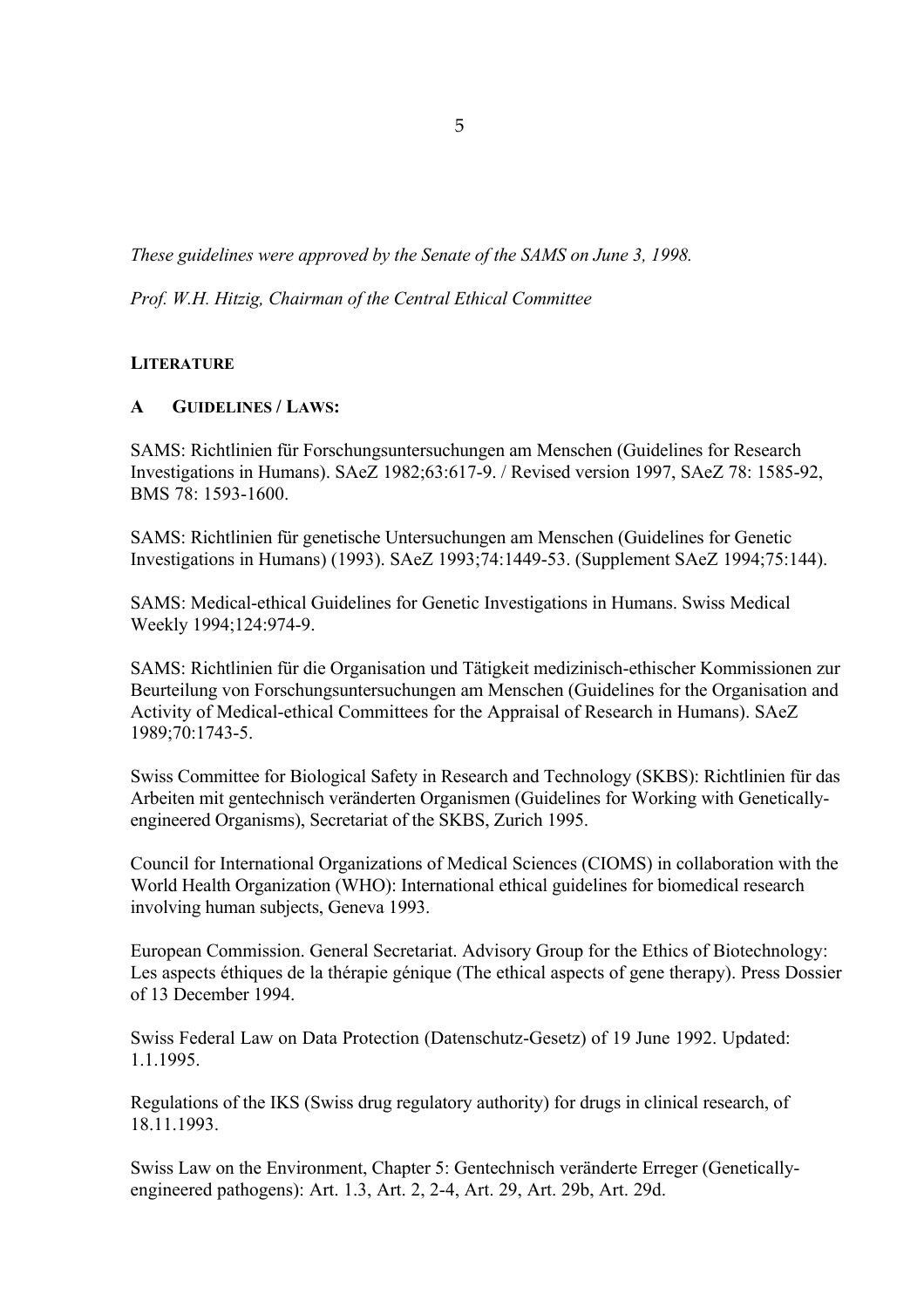*These guidelines were approved by the Senate of the SAMS on June 3, 1998.*

*Prof. W.H. Hitzig, Chairman of the Central Ethical Committee*

## LITERATURE

### A GUIDELINES / LAWS:

SAMS: Richtlinien für Forschungsuntersuchungen am Menschen (Guidelines for Research Investigations in Humans). SAeZ 1982;63:617-9. / Revised version 1997, SAeZ 78: 1585-92, BMS 78: 1593-1600.

SAMS: Richtlinien für genetische Untersuchungen am Menschen (Guidelines for Genetic Investigations in Humans) (1993). SAeZ 1993;74:1449-53. (Supplement SAeZ 1994;75:144).

SAMS: Medical-ethical Guidelines for Genetic Investigations in Humans. Swiss Medical Weekly 1994;124:974-9.

SAMS: Richtlinien für die Organisation und Tätigkeit medizinisch-ethischer Kommissionen zur Beurteilung von Forschungsuntersuchungen am Menschen (Guidelines for the Organisation and Activity of Medical-ethical Committees for the Appraisal of Research in Humans). SAeZ 1989;70:1743-5.

Swiss Committee for Biological Safety in Research and Technology (SKBS): Richtlinien für das Arbeiten mit gentechnisch veränderten Organismen (Guidelines for Working with Genetically-engineered Organisms), Secretariat of the SKBS, Zurich 1995.

Council for International Organizations of Medical Sciences (CIOMS) in collaboration with the World Health Organization (WHO): International ethical guidelines for biomedical research involving human subjects, Geneva 1993.

European Commission. General Secretariat. Advisory Group for the Ethics of Biotechnology: Les aspects éthiques de la thérapie génique (The ethical aspects of gene therapy). Press Dossier of 13 December 1994.

Swiss Federal Law on Data Protection (Datenschutz-Gesetz) of 19 June 1992. Updated: 1.1.1995.

Regulations of the IKS (Swiss drug regulatory authority) for drugs in clinical research, of 18.11.1993.

Swiss Law on the Environment, Chapter 5: Gentechnisch veränderte Erreger (Genetically-engineered pathogens): Art. 1.3, Art. 2, 2-4, Art. 29, Art. 29b, Art. 29d.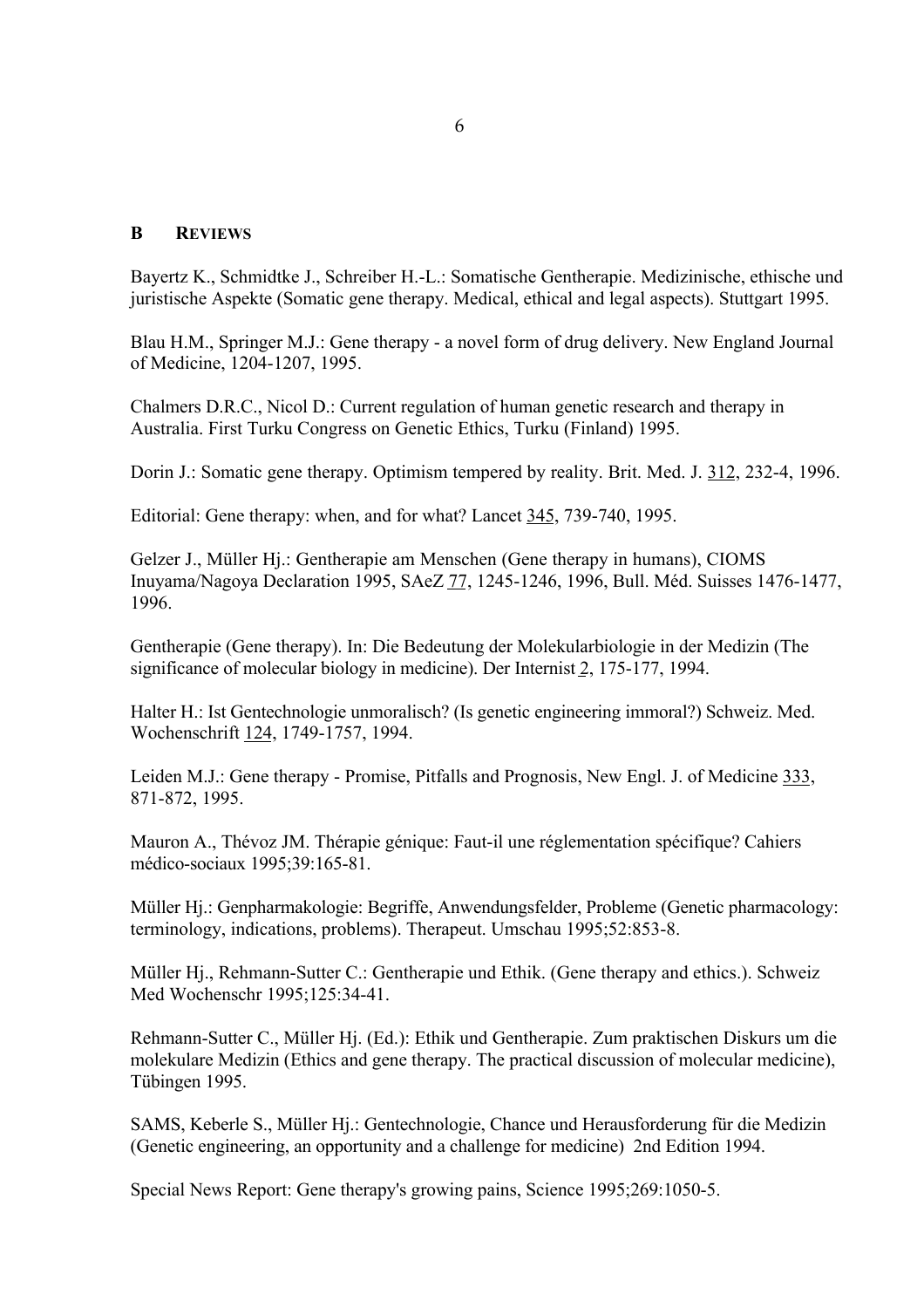## B REVIEWS

Bayertz K., Schmidtke J., Schreiber H.-L.: Somatische Gentherapie. Medizinische, ethische und juristische Aspekte (Somatic gene therapy. Medical, ethical and legal aspects). Stuttgart 1995.

Blau H.M., Springer M.J.: Gene therapy - a novel form of drug delivery. New England Journal of Medicine, 1204-1207, 1995.

Chalmers D.R.C., Nicol D.: Current regulation of human genetic research and therapy in Australia. First Turku Congress on Genetic Ethics, Turku (Finland) 1995.

Dorin J.: Somatic gene therapy. Optimism tempered by reality. Brit. Med. J. 312, 232-4, 1996.

Editorial: Gene therapy: when, and for what? Lancet 345, 739-740, 1995.

Gelzer J., Müller Hj.: Gentherapie am Menschen (Gene therapy in humans), CIOMS Inuyama/Nagoya Declaration 1995, SAeZ 77, 1245-1246, 1996, Bull. Méd. Suisses 1476-1477, 1996.

Gentherapie (Gene therapy). In: Die Bedeutung der Molekularbiologie in der Medizin (The significance of molecular biology in medicine). Der Internist 2, 175-177, 1994.

Halter H.: Ist Gentechnologie unmoralisch? (Is genetic engineering immoral?) Schweiz. Med. Wochenschrift 124, 1749-1757, 1994.

Leiden M.J.: Gene therapy - Promise, Pitfalls and Prognosis, New Engl. J. of Medicine 333, 871-872, 1995.

Mauron A., Thévoz JM. Thérapie génique: Faut-il une réglementation spécifique? Cahiers médico-sociaux 1995;39:165-81.

Müller Hj.: Genpharmakologie: Begriffe, Anwendungsfelder, Probleme (Genetic pharmacology: terminology, indications, problems). Therapeut. Umschau 1995;52:853-8.

Müller Hj., Rehmann-Sutter C.: Gentherapie und Ethik. (Gene therapy and ethics.). Schweiz Med Wochenschr 1995;125:34-41.

Rehmann-Sutter C., Müller Hj. (Ed.): Ethik und Gentherapie. Zum praktischen Diskurs um die molekulare Medizin (Ethics and gene therapy. The practical discussion of molecular medicine), Tübingen 1995.

SAMS, Keberle S., Müller Hj.: Gentechnologie, Chance und Herausforderung für die Medizin (Genetic engineering, an opportunity and a challenge for medicine) 2nd Edition 1994.

Special News Report: Gene therapy's growing pains, Science 1995;269:1050-5.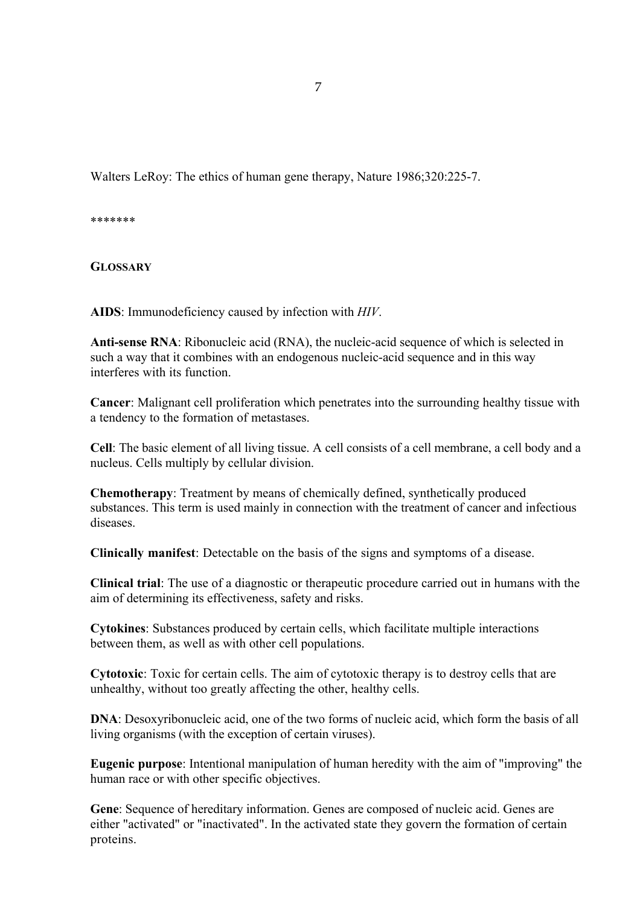Walters LeRoy: The ethics of human gene therapy, Nature 1986;320:225-7.

*******

## GLOSSARY

**AIDS**: Immunodeficiency caused by infection with *HIV*.

**Anti-sense RNA**: Ribonucleic acid (RNA), the nucleic-acid sequence of which is selected in such a way that it combines with an endogenous nucleic-acid sequence and in this way interferes with its function.

**Cancer**: Malignant cell proliferation which penetrates into the surrounding healthy tissue with a tendency to the formation of metastases.

**Cell**: The basic element of all living tissue. A cell consists of a cell membrane, a cell body and a nucleus. Cells multiply by cellular division.

**Chemotherapy**: Treatment by means of chemically defined, synthetically produced substances. This term is used mainly in connection with the treatment of cancer and infectious diseases.

**Clinically manifest**: Detectable on the basis of the signs and symptoms of a disease.

**Clinical trial**: The use of a diagnostic or therapeutic procedure carried out in humans with the aim of determining its effectiveness, safety and risks.

**Cytokines**: Substances produced by certain cells, which facilitate multiple interactions between them, as well as with other cell populations.

**Cytotoxic**: Toxic for certain cells. The aim of cytotoxic therapy is to destroy cells that are unhealthy, without too greatly affecting the other, healthy cells.

**DNA**: Desoxyribonucleic acid, one of the two forms of nucleic acid, which form the basis of all living organisms (with the exception of certain viruses).

**Eugenic purpose**: Intentional manipulation of human heredity with the aim of "improving" the human race or with other specific objectives.

**Gene**: Sequence of hereditary information. Genes are composed of nucleic acid. Genes are either "activated" or "inactivated". In the activated state they govern the formation of certain proteins.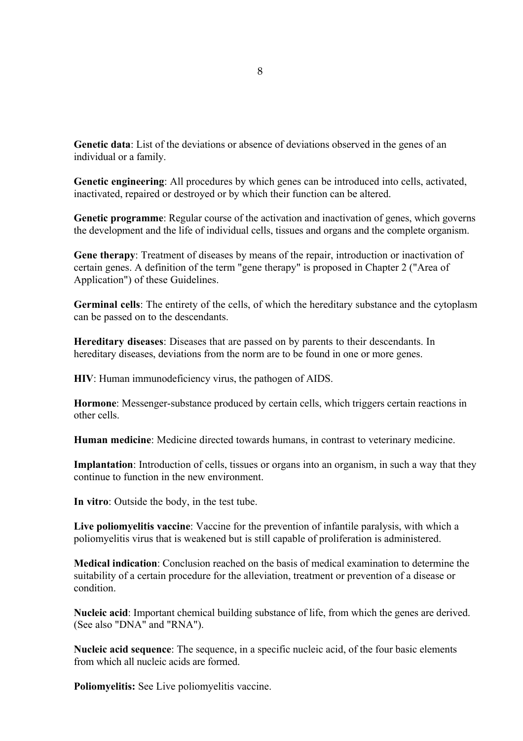**Genetic data**: List of the deviations or absence of deviations observed in the genes of an individual or a family.

**Genetic engineering**: All procedures by which genes can be introduced into cells, activated, inactivated, repaired or destroyed or by which their function can be altered.

**Genetic programme**: Regular course of the activation and inactivation of genes, which governs the development and the life of individual cells, tissues and organs and the complete organism.

**Gene therapy**: Treatment of diseases by means of the repair, introduction or inactivation of certain genes. A definition of the term "gene therapy" is proposed in Chapter 2 ("Area of Application") of these Guidelines.

**Germinal cells**: The entirety of the cells, of which the hereditary substance and the cytoplasm can be passed on to the descendants.

**Hereditary diseases**: Diseases that are passed on by parents to their descendants. In hereditary diseases, deviations from the norm are to be found in one or more genes.

**HIV**: Human immunodeficiency virus, the pathogen of AIDS.

**Hormone**: Messenger-substance produced by certain cells, which triggers certain reactions in other cells.

**Human medicine**: Medicine directed towards humans, in contrast to veterinary medicine.

**Implantation**: Introduction of cells, tissues or organs into an organism, in such a way that they continue to function in the new environment.

**In vitro**: Outside the body, in the test tube.

**Live poliomyelitis vaccine**: Vaccine for the prevention of infantile paralysis, with which a poliomyelitis virus that is weakened but is still capable of proliferation is administered.

**Medical indication**: Conclusion reached on the basis of medical examination to determine the suitability of a certain procedure for the alleviation, treatment or prevention of a disease or condition.

**Nucleic acid**: Important chemical building substance of life, from which the genes are derived. (See also "DNA" and "RNA").

**Nucleic acid sequence**: The sequence, in a specific nucleic acid, of the four basic elements from which all nucleic acids are formed.

**Poliomyelitis:** See Live poliomyelitis vaccine.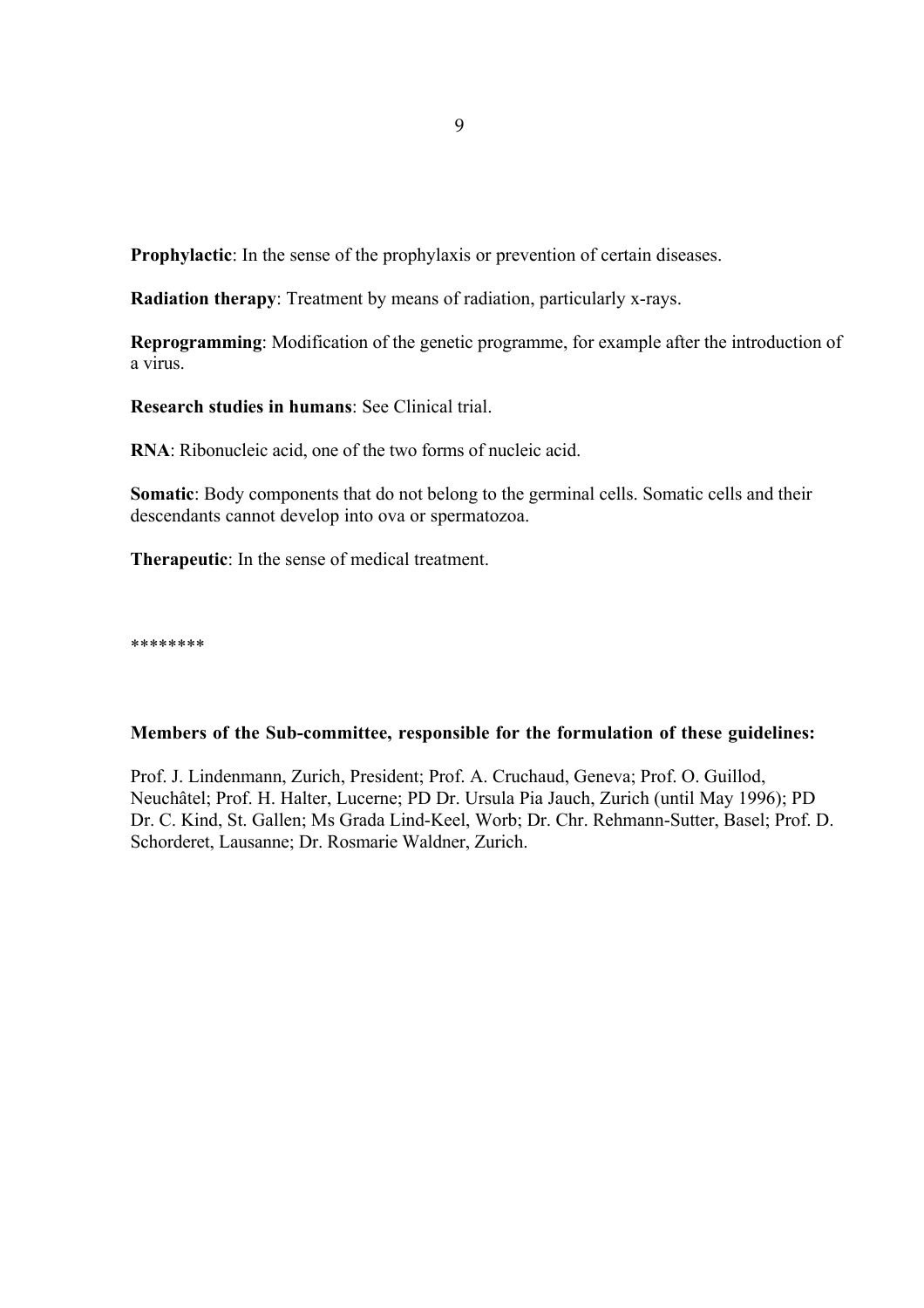**Prophylactic**: In the sense of the prophylaxis or prevention of certain diseases.

**Radiation therapy**: Treatment by means of radiation, particularly x-rays.

**Reprogramming**: Modification of the genetic programme, for example after the introduction of a virus.

**Research studies in humans**: See Clinical trial.

**RNA**: Ribonucleic acid, one of the two forms of nucleic acid.

**Somatic**: Body components that do not belong to the germinal cells. Somatic cells and their descendants cannot develop into ova or spermatozoa.

**Therapeutic**: In the sense of medical treatment.

********

**Members of the Sub-committee, responsible for the formulation of these guidelines:**

Prof. J. Lindenmann, Zurich, President; Prof. A. Cruchaud, Geneva; Prof. O. Guillod, Neuchâtel; Prof. H. Halter, Lucerne; PD Dr. Ursula Pia Jauch, Zurich (until May 1996); PD Dr. C. Kind, St. Gallen; Ms Grada Lind-Keel, Worb; Dr. Chr. Rehmann-Sutter, Basel; Prof. D. Schorderet, Lausanne; Dr. Rosmarie Waldner, Zurich.